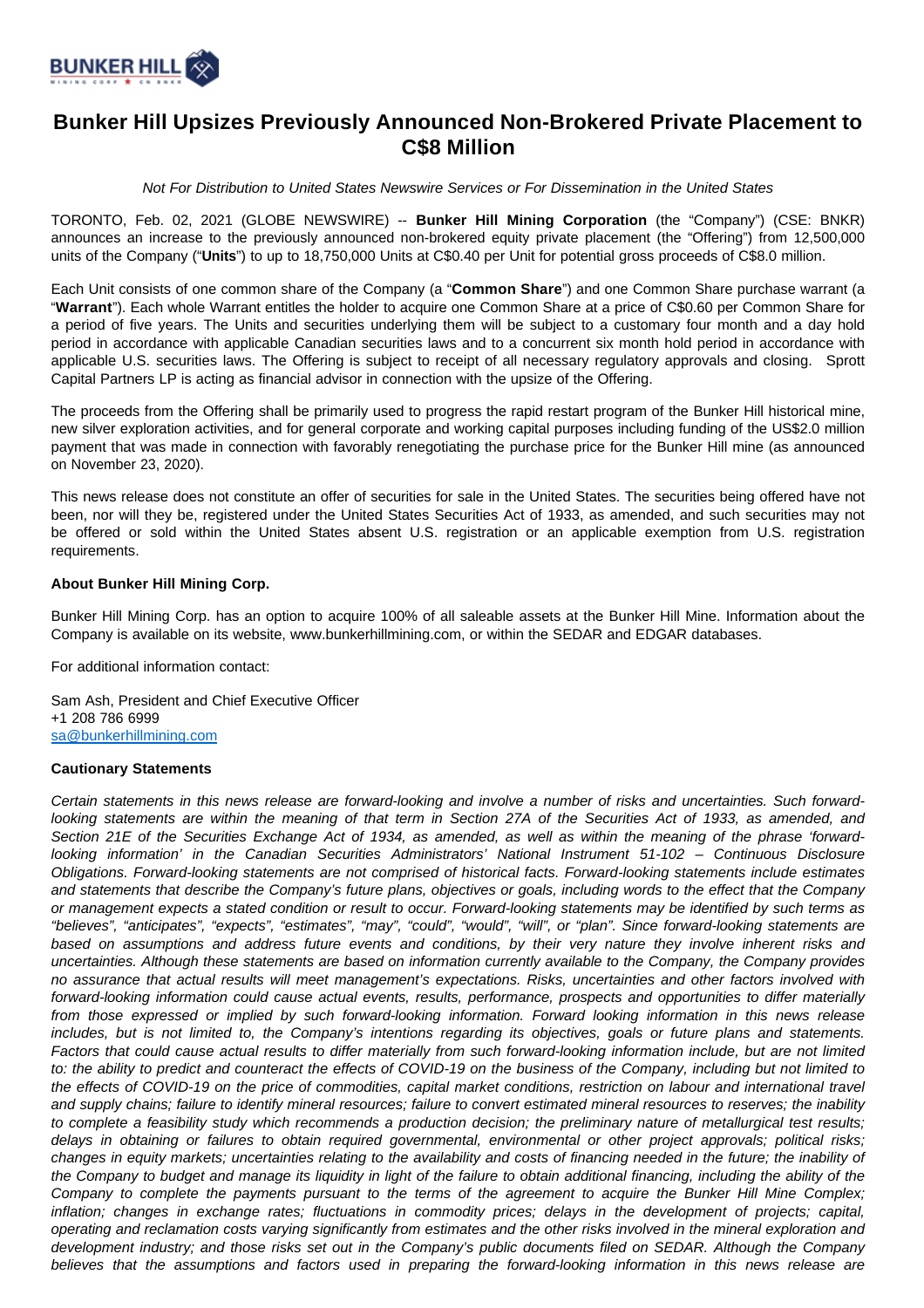# Bunker Hill Upsizes Previously Announced Non-Brokered Private Placement to C$8 Million

*Not For Distribution to United States Newswire Services or For Dissemination in the United States*

TORONTO, Feb. 02, 2021 (GLOBE NEWSWIRE) -- **Bunker Hill Mining Corporation** (the "Company") (CSE: BNKR) announces an increase to the previously announced non-brokered equity private placement (the "Offering") from 12,500,000 units of the Company ("**Units**") to up to 18,750,000 Units at C$0.40 per Unit for potential gross proceeds of C$8.0 million.

Each Unit consists of one common share of the Company (a "**Common Share**") and one Common Share purchase warrant (a "**Warrant**"). Each whole Warrant entitles the holder to acquire one Common Share at a price of C$0.60 per Common Share for a period of five years. The Units and securities underlying them will be subject to a customary four month and a day hold period in accordance with applicable Canadian securities laws and to a concurrent six month hold period in accordance with applicable U.S. securities laws. The Offering is subject to receipt of all necessary regulatory approvals and closing. Sprott Capital Partners LP is acting as financial advisor in connection with the upsize of the Offering.

The proceeds from the Offering shall be primarily used to progress the rapid restart program of the Bunker Hill historical mine, new silver exploration activities, and for general corporate and working capital purposes including funding of the US$2.0 million payment that was made in connection with favorably renegotiating the purchase price for the Bunker Hill mine (as announced on November 23, 2020).

This news release does not constitute an offer of securities for sale in the United States. The securities being offered have not been, nor will they be, registered under the United States Securities Act of 1933, as amended, and such securities may not be offered or sold within the United States absent U.S. registration or an applicable exemption from U.S. registration requirements.

**About Bunker Hill Mining Corp.**

Bunker Hill Mining Corp. has an option to acquire 100% of all saleable assets at the Bunker Hill Mine. Information about the Company is available on its website, www.bunkerhillmining.com, or within the SEDAR and EDGAR databases.

For additional information contact:

Sam Ash, President and Chief Executive Officer
+1 208 786 6999
sa@bunkerhillmining.com

**Cautionary Statements**

*Certain statements in this news release are forward-looking and involve a number of risks and uncertainties. Such forward-looking statements are within the meaning of that term in Section 27A of the Securities Act of 1933, as amended, and Section 21E of the Securities Exchange Act of 1934, as amended, as well as within the meaning of the phrase 'forward-looking information' in the Canadian Securities Administrators' National Instrument 51-102 – Continuous Disclosure Obligations. Forward-looking statements are not comprised of historical facts. Forward-looking statements include estimates and statements that describe the Company's future plans, objectives or goals, including words to the effect that the Company or management expects a stated condition or result to occur. Forward-looking statements may be identified by such terms as "believes", "anticipates", "expects", "estimates", "may", "could", "would", "will", or "plan". Since forward-looking statements are based on assumptions and address future events and conditions, by their very nature they involve inherent risks and uncertainties. Although these statements are based on information currently available to the Company, the Company provides no assurance that actual results will meet management's expectations. Risks, uncertainties and other factors involved with forward-looking information could cause actual events, results, performance, prospects and opportunities to differ materially from those expressed or implied by such forward-looking information. Forward looking information in this news release includes, but is not limited to, the Company's intentions regarding its objectives, goals or future plans and statements. Factors that could cause actual results to differ materially from such forward-looking information include, but are not limited to: the ability to predict and counteract the effects of COVID-19 on the business of the Company, including but not limited to the effects of COVID-19 on the price of commodities, capital market conditions, restriction on labour and international travel and supply chains; failure to identify mineral resources; failure to convert estimated mineral resources to reserves; the inability to complete a feasibility study which recommends a production decision; the preliminary nature of metallurgical test results; delays in obtaining or failures to obtain required governmental, environmental or other project approvals; political risks; changes in equity markets; uncertainties relating to the availability and costs of financing needed in the future; the inability of the Company to budget and manage its liquidity in light of the failure to obtain additional financing, including the ability of the Company to complete the payments pursuant to the terms of the agreement to acquire the Bunker Hill Mine Complex; inflation; changes in exchange rates; fluctuations in commodity prices; delays in the development of projects; capital, operating and reclamation costs varying significantly from estimates and the other risks involved in the mineral exploration and development industry; and those risks set out in the Company's public documents filed on SEDAR. Although the Company believes that the assumptions and factors used in preparing the forward-looking information in this news release are*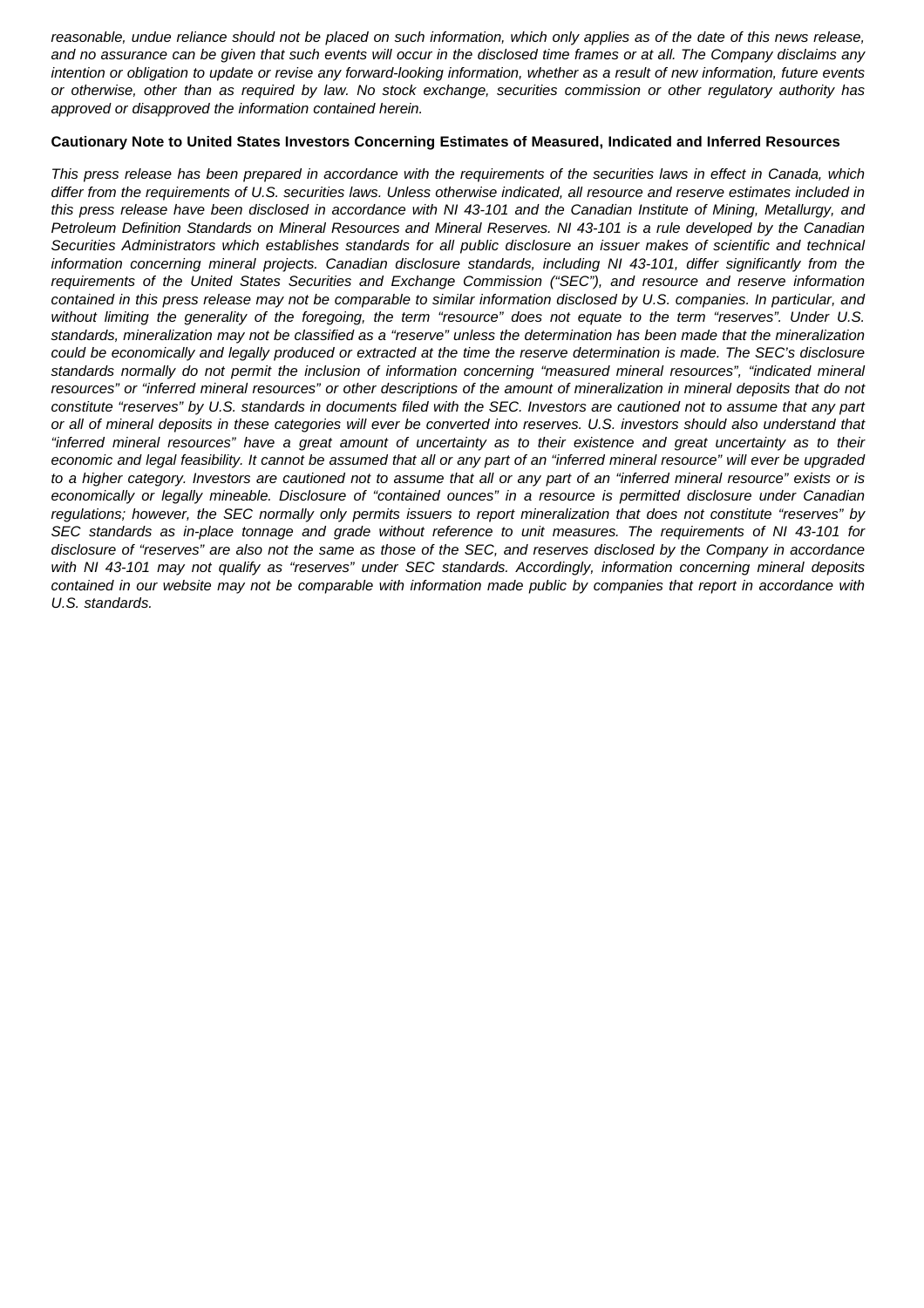*reasonable, undue reliance should not be placed on such information, which only applies as of the date of this news release, and no assurance can be given that such events will occur in the disclosed time frames or at all. The Company disclaims any intention or obligation to update or revise any forward-looking information, whether as a result of new information, future events or otherwise, other than as required by law. No stock exchange, securities commission or other regulatory authority has approved or disapproved the information contained herein.*

**Cautionary Note to United States Investors Concerning Estimates of Measured, Indicated and Inferred Resources**

*This press release has been prepared in accordance with the requirements of the securities laws in effect in Canada, which differ from the requirements of U.S. securities laws. Unless otherwise indicated, all resource and reserve estimates included in this press release have been disclosed in accordance with NI 43-101 and the Canadian Institute of Mining, Metallurgy, and Petroleum Definition Standards on Mineral Resources and Mineral Reserves. NI 43-101 is a rule developed by the Canadian Securities Administrators which establishes standards for all public disclosure an issuer makes of scientific and technical information concerning mineral projects. Canadian disclosure standards, including NI 43-101, differ significantly from the requirements of the United States Securities and Exchange Commission ("SEC"), and resource and reserve information contained in this press release may not be comparable to similar information disclosed by U.S. companies. In particular, and without limiting the generality of the foregoing, the term "resource" does not equate to the term "reserves". Under U.S. standards, mineralization may not be classified as a "reserve" unless the determination has been made that the mineralization could be economically and legally produced or extracted at the time the reserve determination is made. The SEC's disclosure standards normally do not permit the inclusion of information concerning "measured mineral resources", "indicated mineral resources" or "inferred mineral resources" or other descriptions of the amount of mineralization in mineral deposits that do not constitute "reserves" by U.S. standards in documents filed with the SEC. Investors are cautioned not to assume that any part or all of mineral deposits in these categories will ever be converted into reserves. U.S. investors should also understand that "inferred mineral resources" have a great amount of uncertainty as to their existence and great uncertainty as to their economic and legal feasibility. It cannot be assumed that all or any part of an "inferred mineral resource" will ever be upgraded to a higher category. Investors are cautioned not to assume that all or any part of an "inferred mineral resource" exists or is economically or legally mineable. Disclosure of "contained ounces" in a resource is permitted disclosure under Canadian regulations; however, the SEC normally only permits issuers to report mineralization that does not constitute "reserves" by SEC standards as in-place tonnage and grade without reference to unit measures. The requirements of NI 43-101 for disclosure of "reserves" are also not the same as those of the SEC, and reserves disclosed by the Company in accordance with NI 43-101 may not qualify as "reserves" under SEC standards. Accordingly, information concerning mineral deposits contained in our website may not be comparable with information made public by companies that report in accordance with U.S. standards.*